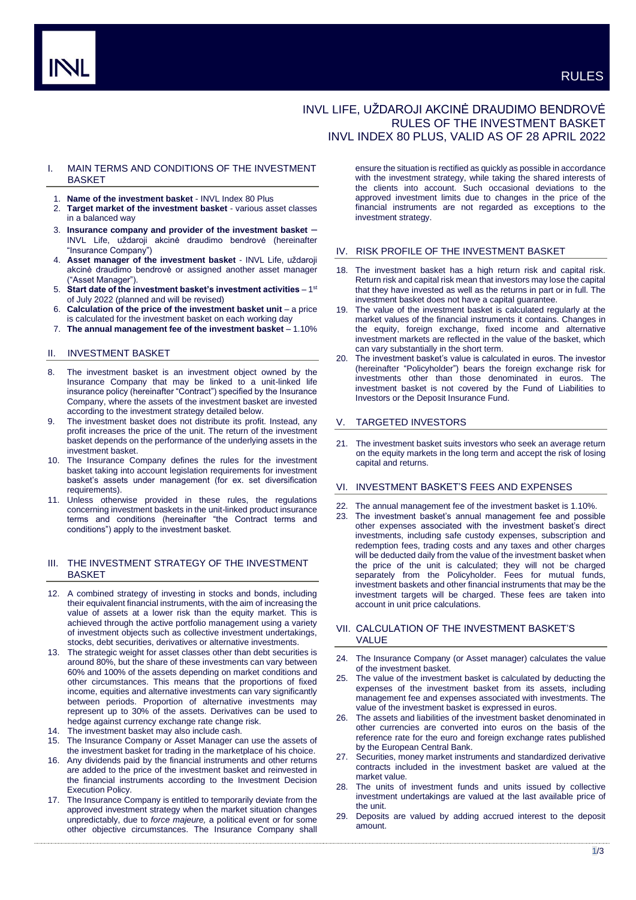# INVL LIFE, UŽDAROJI AKCINĖ DRAUDIMO BENDROVĖ
# RULES OF THE INVESTMENT BASKET
# INVL INDEX 80 PLUS, VALID AS OF 28 APRIL 2022

## I. MAIN TERMS AND CONDITIONS OF THE INVESTMENT BASKET

1. **Name of the investment basket** - INVL Index 80 Plus
2. **Target market of the investment basket** - various asset classes in a balanced way
3. **Insurance company and provider of the investment basket** – INVL Life, uždaroji akcinė draudimo bendrovė (hereinafter "Insurance Company")
4. **Asset manager of the investment basket** - INVL Life, uždaroji akcinė draudimo bendrovė or assigned another asset manager ("Asset Manager").
5. **Start date of the investment basket's investment activities** – 1st of July 2022 (planned and will be revised)
6. **Calculation of the price of the investment basket unit** – a price is calculated for the investment basket on each working day
7. **The annual management fee of the investment basket** – 1.10%

## II. INVESTMENT BASKET

8. The investment basket is an investment object owned by the Insurance Company that may be linked to a unit-linked life insurance policy (hereinafter "Contract") specified by the Insurance Company, where the assets of the investment basket are invested according to the investment strategy detailed below.
9. The investment basket does not distribute its profit. Instead, any profit increases the price of the unit. The return of the investment basket depends on the performance of the underlying assets in the investment basket.
10. The Insurance Company defines the rules for the investment basket taking into account legislation requirements for investment basket's assets under management (for ex. set diversification requirements).
11. Unless otherwise provided in these rules, the regulations concerning investment baskets in the unit-linked product insurance terms and conditions (hereinafter "the Contract terms and conditions") apply to the investment basket.

## III. THE INVESTMENT STRATEGY OF THE INVESTMENT BASKET

12. A combined strategy of investing in stocks and bonds, including their equivalent financial instruments, with the aim of increasing the value of assets at a lower risk than the equity market. This is achieved through the active portfolio management using a variety of investment objects such as collective investment undertakings, stocks, debt securities, derivatives or alternative investments.
13. The strategic weight for asset classes other than debt securities is around 80%, but the share of these investments can vary between 60% and 100% of the assets depending on market conditions and other circumstances. This means that the proportions of fixed income, equities and alternative investments can vary significantly between periods. Proportion of alternative investments may represent up to 30% of the assets. Derivatives can be used to hedge against currency exchange rate change risk.
14. The investment basket may also include cash.
15. The Insurance Company or Asset Manager can use the assets of the investment basket for trading in the marketplace of his choice.
16. Any dividends paid by the financial instruments and other returns are added to the price of the investment basket and reinvested in the financial instruments according to the Investment Decision Execution Policy.
17. The Insurance Company is entitled to temporarily deviate from the approved investment strategy when the market situation changes unpredictably, due to *force majeure,* a political event or for some other objective circumstances. The Insurance Company shall ensure the situation is rectified as quickly as possible in accordance with the investment strategy, while taking the shared interests of the clients into account. Such occasional deviations to the approved investment limits due to changes in the price of the financial instruments are not regarded as exceptions to the investment strategy.

## IV. RISK PROFILE OF THE INVESTMENT BASKET

18. The investment basket has a high return risk and capital risk. Return risk and capital risk mean that investors may lose the capital that they have invested as well as the returns in part or in full. The investment basket does not have a capital guarantee.
19. The value of the investment basket is calculated regularly at the market values of the financial instruments it contains. Changes in the equity, foreign exchange, fixed income and alternative investment markets are reflected in the value of the basket, which can vary substantially in the short term.
20. The investment basket's value is calculated in euros. The investor (hereinafter "Policyholder") bears the foreign exchange risk for investments other than those denominated in euros. The investment basket is not covered by the Fund of Liabilities to Investors or the Deposit Insurance Fund.

## V. TARGETED INVESTORS

21. The investment basket suits investors who seek an average return on the equity markets in the long term and accept the risk of losing capital and returns.

## VI. INVESTMENT BASKET'S FEES AND EXPENSES

22. The annual management fee of the investment basket is 1.10%.
23. The investment basket's annual management fee and possible other expenses associated with the investment basket's direct investments, including safe custody expenses, subscription and redemption fees, trading costs and any taxes and other charges will be deducted daily from the value of the investment basket when the price of the unit is calculated; they will not be charged separately from the Policyholder. Fees for mutual funds, investment baskets and other financial instruments that may be the investment targets will be charged. These fees are taken into account in unit price calculations.

## VII. CALCULATION OF THE INVESTMENT BASKET'S VALUE

24. The Insurance Company (or Asset manager) calculates the value of the investment basket.
25. The value of the investment basket is calculated by deducting the expenses of the investment basket from its assets, including management fee and expenses associated with investments. The value of the investment basket is expressed in euros.
26. The assets and liabilities of the investment basket denominated in other currencies are converted into euros on the basis of the reference rate for the euro and foreign exchange rates published by the European Central Bank.
27. Securities, money market instruments and standardized derivative contracts included in the investment basket are valued at the market value.
28. The units of investment funds and units issued by collective investment undertakings are valued at the last available price of the unit.
29. Deposits are valued by adding accrued interest to the deposit amount.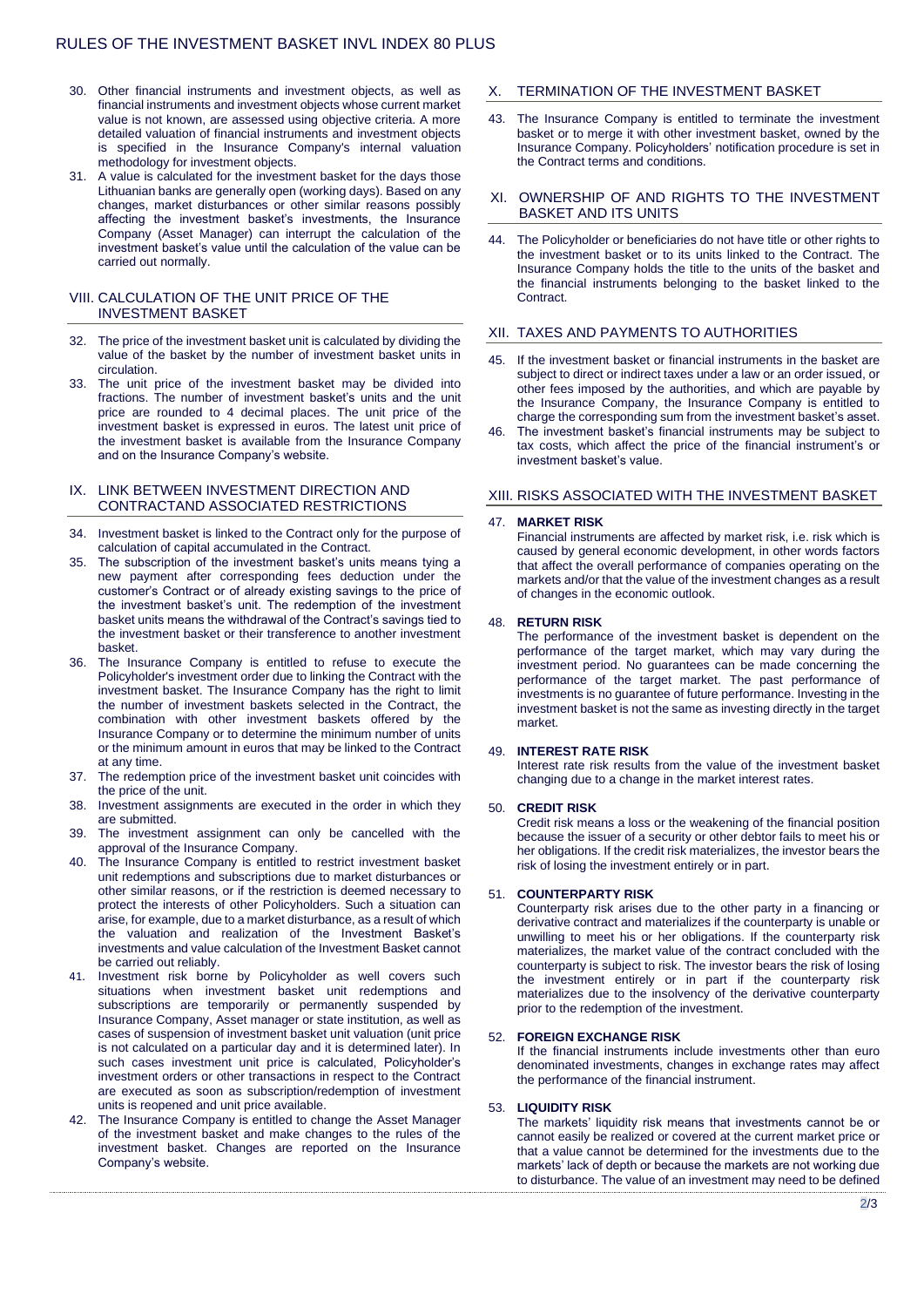30. Other financial instruments and investment objects, as well as financial instruments and investment objects whose current market value is not known, are assessed using objective criteria. A more detailed valuation of financial instruments and investment objects is specified in the Insurance Company's internal valuation methodology for investment objects.
31. A value is calculated for the investment basket for the days those Lithuanian banks are generally open (working days). Based on any changes, market disturbances or other similar reasons possibly affecting the investment basket's investments, the Insurance Company (Asset Manager) can interrupt the calculation of the investment basket's value until the calculation of the value can be carried out normally.

## VIII. CALCULATION OF THE UNIT PRICE OF THE INVESTMENT BASKET

32. The price of the investment basket unit is calculated by dividing the value of the basket by the number of investment basket units in circulation.
33. The unit price of the investment basket may be divided into fractions. The number of investment basket's units and the unit price are rounded to 4 decimal places. The unit price of the investment basket is expressed in euros. The latest unit price of the investment basket is available from the Insurance Company and on the Insurance Company's website.

## IX. LINK BETWEEN INVESTMENT DIRECTION AND CONTRACTAND ASSOCIATED RESTRICTIONS

34. Investment basket is linked to the Contract only for the purpose of calculation of capital accumulated in the Contract.
35. The subscription of the investment basket's units means tying a new payment after corresponding fees deduction under the customer's Contract or of already existing savings to the price of the investment basket's unit. The redemption of the investment basket units means the withdrawal of the Contract's savings tied to the investment basket or their transference to another investment basket.
36. The Insurance Company is entitled to refuse to execute the Policyholder's investment order due to linking the Contract with the investment basket. The Insurance Company has the right to limit the number of investment baskets selected in the Contract, the combination with other investment baskets offered by the Insurance Company or to determine the minimum number of units or the minimum amount in euros that may be linked to the Contract at any time.
37. The redemption price of the investment basket unit coincides with the price of the unit.
38. Investment assignments are executed in the order in which they are submitted.
39. The investment assignment can only be cancelled with the approval of the Insurance Company.
40. The Insurance Company is entitled to restrict investment basket unit redemptions and subscriptions due to market disturbances or other similar reasons, or if the restriction is deemed necessary to protect the interests of other Policyholders. Such a situation can arise, for example, due to a market disturbance, as a result of which the valuation and realization of the Investment Basket's investments and value calculation of the Investment Basket cannot be carried out reliably.
41. Investment risk borne by Policyholder as well covers such situations when investment basket unit redemptions and subscriptions are temporarily or permanently suspended by Insurance Company, Asset manager or state institution, as well as cases of suspension of investment basket unit valuation (unit price is not calculated on a particular day and it is determined later). In such cases investment unit price is calculated, Policyholder's investment orders or other transactions in respect to the Contract are executed as soon as subscription/redemption of investment units is reopened and unit price available.
42. The Insurance Company is entitled to change the Asset Manager of the investment basket and make changes to the rules of the investment basket. Changes are reported on the Insurance Company's website.

## X. TERMINATION OF THE INVESTMENT BASKET

43. The Insurance Company is entitled to terminate the investment basket or to merge it with other investment basket, owned by the Insurance Company. Policyholders' notification procedure is set in the Contract terms and conditions.

## XI. OWNERSHIP OF AND RIGHTS TO THE INVESTMENT BASKET AND ITS UNITS

44. The Policyholder or beneficiaries do not have title or other rights to the investment basket or to its units linked to the Contract. The Insurance Company holds the title to the units of the basket and the financial instruments belonging to the basket linked to the Contract.

## XII. TAXES AND PAYMENTS TO AUTHORITIES

45. If the investment basket or financial instruments in the basket are subject to direct or indirect taxes under a law or an order issued, or other fees imposed by the authorities, and which are payable by the Insurance Company, the Insurance Company is entitled to charge the corresponding sum from the investment basket's asset.
46. The investment basket's financial instruments may be subject to tax costs, which affect the price of the financial instrument's or investment basket's value.

## XIII. RISKS ASSOCIATED WITH THE INVESTMENT BASKET

47. **MARKET RISK**
Financial instruments are affected by market risk, i.e. risk which is caused by general economic development, in other words factors that affect the overall performance of companies operating on the markets and/or that the value of the investment changes as a result of changes in the economic outlook.

48. **RETURN RISK**
The performance of the investment basket is dependent on the performance of the target market, which may vary during the investment period. No guarantees can be made concerning the performance of the target market. The past performance of investments is no guarantee of future performance. Investing in the investment basket is not the same as investing directly in the target market.

49. **INTEREST RATE RISK**
Interest rate risk results from the value of the investment basket changing due to a change in the market interest rates.

50. **CREDIT RISK**
Credit risk means a loss or the weakening of the financial position because the issuer of a security or other debtor fails to meet his or her obligations. If the credit risk materializes, the investor bears the risk of losing the investment entirely or in part.

51. **COUNTERPARTY RISK**
Counterparty risk arises due to the other party in a financing or derivative contract and materializes if the counterparty is unable or unwilling to meet his or her obligations. If the counterparty risk materializes, the market value of the contract concluded with the counterparty is subject to risk. The investor bears the risk of losing the investment entirely or in part if the counterparty risk materializes due to the insolvency of the derivative counterparty prior to the redemption of the investment.

52. **FOREIGN EXCHANGE RISK**
If the financial instruments include investments other than euro denominated investments, changes in exchange rates may affect the performance of the financial instrument.

53. **LIQUIDITY RISK**
The markets' liquidity risk means that investments cannot be or cannot easily be realized or covered at the current market price or that a value cannot be determined for the investments due to the markets' lack of depth or because the markets are not working due to disturbance. The value of an investment may need to be defined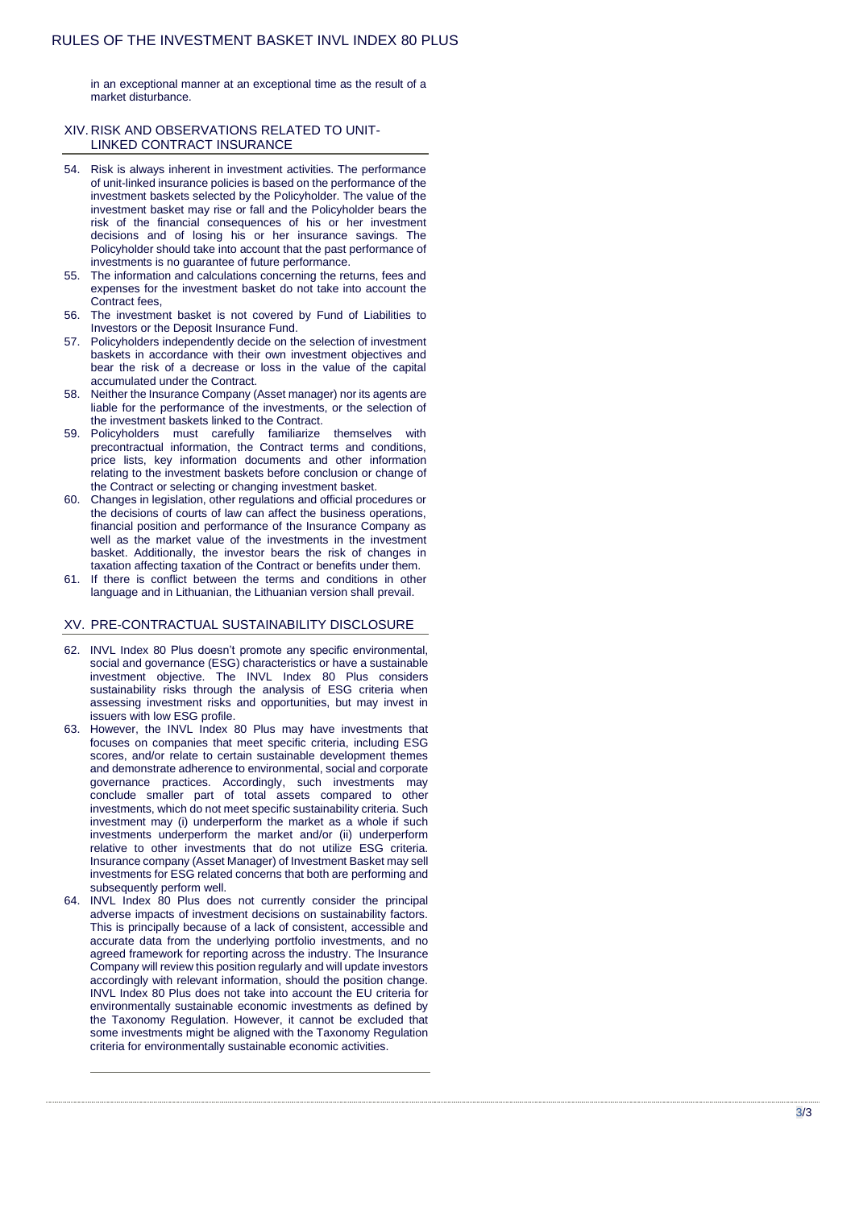in an exceptional manner at an exceptional time as the result of a market disturbance.

## XIV. RISK AND OBSERVATIONS RELATED TO UNIT-LINKED CONTRACT INSURANCE

54. Risk is always inherent in investment activities. The performance of unit-linked insurance policies is based on the performance of the investment baskets selected by the Policyholder. The value of the investment basket may rise or fall and the Policyholder bears the risk of the financial consequences of his or her investment decisions and of losing his or her insurance savings. The Policyholder should take into account that the past performance of investments is no guarantee of future performance.
55. The information and calculations concerning the returns, fees and expenses for the investment basket do not take into account the Contract fees,
56. The investment basket is not covered by Fund of Liabilities to Investors or the Deposit Insurance Fund.
57. Policyholders independently decide on the selection of investment baskets in accordance with their own investment objectives and bear the risk of a decrease or loss in the value of the capital accumulated under the Contract.
58. Neither the Insurance Company (Asset manager) nor its agents are liable for the performance of the investments, or the selection of the investment baskets linked to the Contract.
59. Policyholders must carefully familiarize themselves with precontractual information, the Contract terms and conditions, price lists, key information documents and other information relating to the investment baskets before conclusion or change of the Contract or selecting or changing investment basket.
60. Changes in legislation, other regulations and official procedures or the decisions of courts of law can affect the business operations, financial position and performance of the Insurance Company as well as the market value of the investments in the investment basket. Additionally, the investor bears the risk of changes in taxation affecting taxation of the Contract or benefits under them.
61. If there is conflict between the terms and conditions in other language and in Lithuanian, the Lithuanian version shall prevail.

## XV. PRE-CONTRACTUAL SUSTAINABILITY DISCLOSURE

62. INVL Index 80 Plus doesn't promote any specific environmental, social and governance (ESG) characteristics or have a sustainable investment objective. The INVL Index 80 Plus considers sustainability risks through the analysis of ESG criteria when assessing investment risks and opportunities, but may invest in issuers with low ESG profile.
63. However, the INVL Index 80 Plus may have investments that focuses on companies that meet specific criteria, including ESG scores, and/or relate to certain sustainable development themes and demonstrate adherence to environmental, social and corporate governance practices. Accordingly, such investments may conclude smaller part of total assets compared to other investments, which do not meet specific sustainability criteria. Such investment may (i) underperform the market as a whole if such investments underperform the market and/or (ii) underperform relative to other investments that do not utilize ESG criteria. Insurance company (Asset Manager) of Investment Basket may sell investments for ESG related concerns that both are performing and subsequently perform well.
64. INVL Index 80 Plus does not currently consider the principal adverse impacts of investment decisions on sustainability factors. This is principally because of a lack of consistent, accessible and accurate data from the underlying portfolio investments, and no agreed framework for reporting across the industry. The Insurance Company will review this position regularly and will update investors accordingly with relevant information, should the position change. INVL Index 80 Plus does not take into account the EU criteria for environmentally sustainable economic investments as defined by the Taxonomy Regulation. However, it cannot be excluded that some investments might be aligned with the Taxonomy Regulation criteria for environmentally sustainable economic activities.